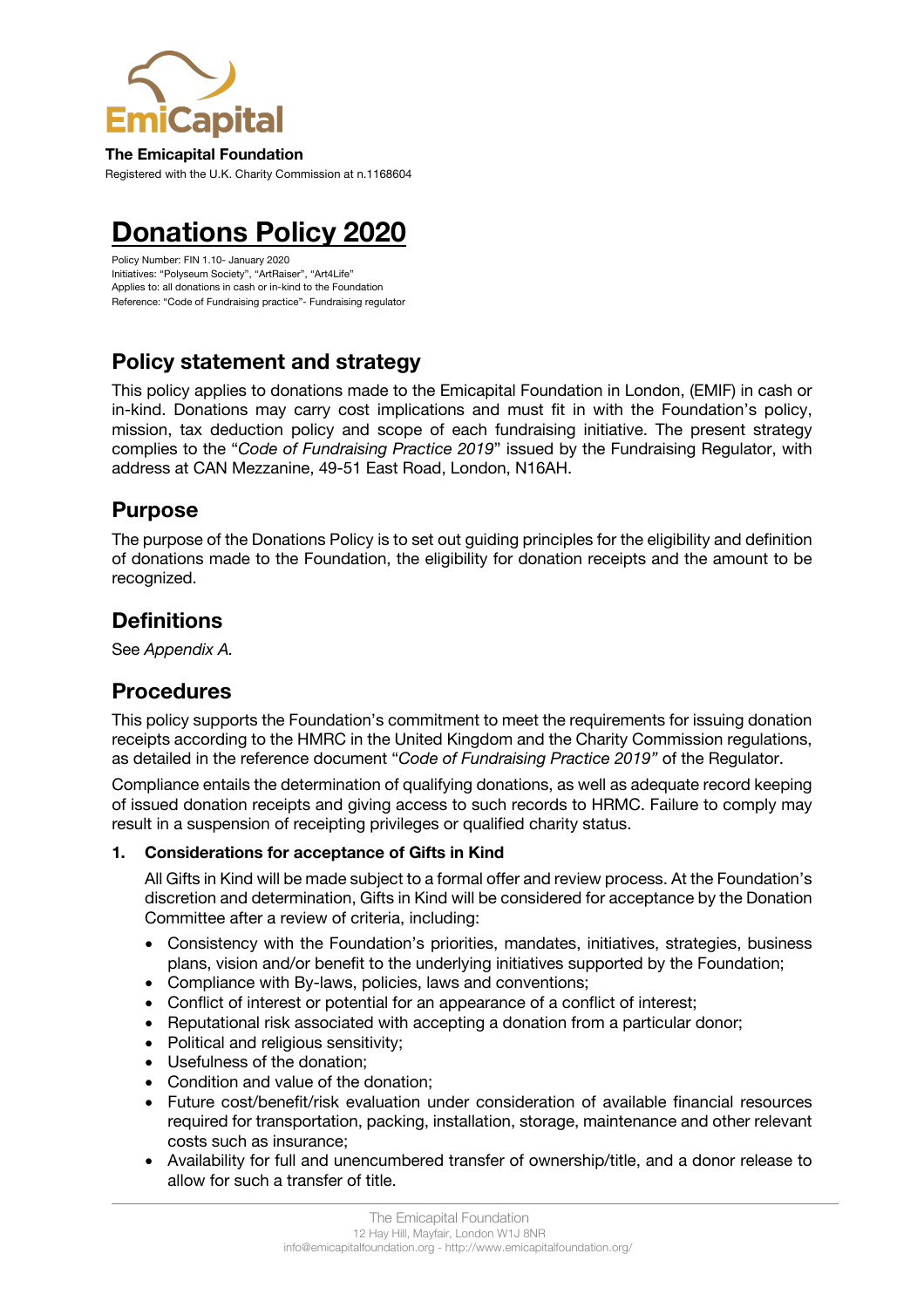**The Emicapital Foundation**

Registered with the U.K. Charity Commission at n.1168604

# Donations Policy 2020

Policy Number: FIN 1.10- January 2020
Initiatives: "Polyseum Society", "ArtRaiser", "Art4Life"
Applies to: all donations in cash or in-kind to the Foundation
Reference: "Code of Fundraising practice"- Fundraising regulator

## Policy statement and strategy

This policy applies to donations made to the Emicapital Foundation in London, (EMIF) in cash or in-kind. Donations may carry cost implications and must fit in with the Foundation's policy, mission, tax deduction policy and scope of each fundraising initiative. The present strategy complies to the "*Code of Fundraising Practice 2019*" issued by the Fundraising Regulator, with address at CAN Mezzanine, 49-51 East Road, London, N16AH.

## Purpose

The purpose of the Donations Policy is to set out guiding principles for the eligibility and definition of donations made to the Foundation, the eligibility for donation receipts and the amount to be recognized.

## Definitions

See *Appendix A.*

## Procedures

This policy supports the Foundation's commitment to meet the requirements for issuing donation receipts according to the HMRC in the United Kingdom and the Charity Commission regulations, as detailed in the reference document "*Code of Fundraising Practice 2019"* of the Regulator.

Compliance entails the determination of qualifying donations, as well as adequate record keeping of issued donation receipts and giving access to such records to HRMC. Failure to comply may result in a suspension of receipting privileges or qualified charity status.

1. **Considerations for acceptance of Gifts in Kind**

   All Gifts in Kind will be made subject to a formal offer and review process. At the Foundation's discretion and determination, Gifts in Kind will be considered for acceptance by the Donation Committee after a review of criteria, including:

   - Consistency with the Foundation's priorities, mandates, initiatives, strategies, business plans, vision and/or benefit to the underlying initiatives supported by the Foundation;
   - Compliance with By-laws, policies, laws and conventions;
   - Conflict of interest or potential for an appearance of a conflict of interest;
   - Reputational risk associated with accepting a donation from a particular donor;
   - Political and religious sensitivity;
   - Usefulness of the donation;
   - Condition and value of the donation;
   - Future cost/benefit/risk evaluation under consideration of available financial resources required for transportation, packing, installation, storage, maintenance and other relevant costs such as insurance;
   - Availability for full and unencumbered transfer of ownership/title, and a donor release to allow for such a transfer of title.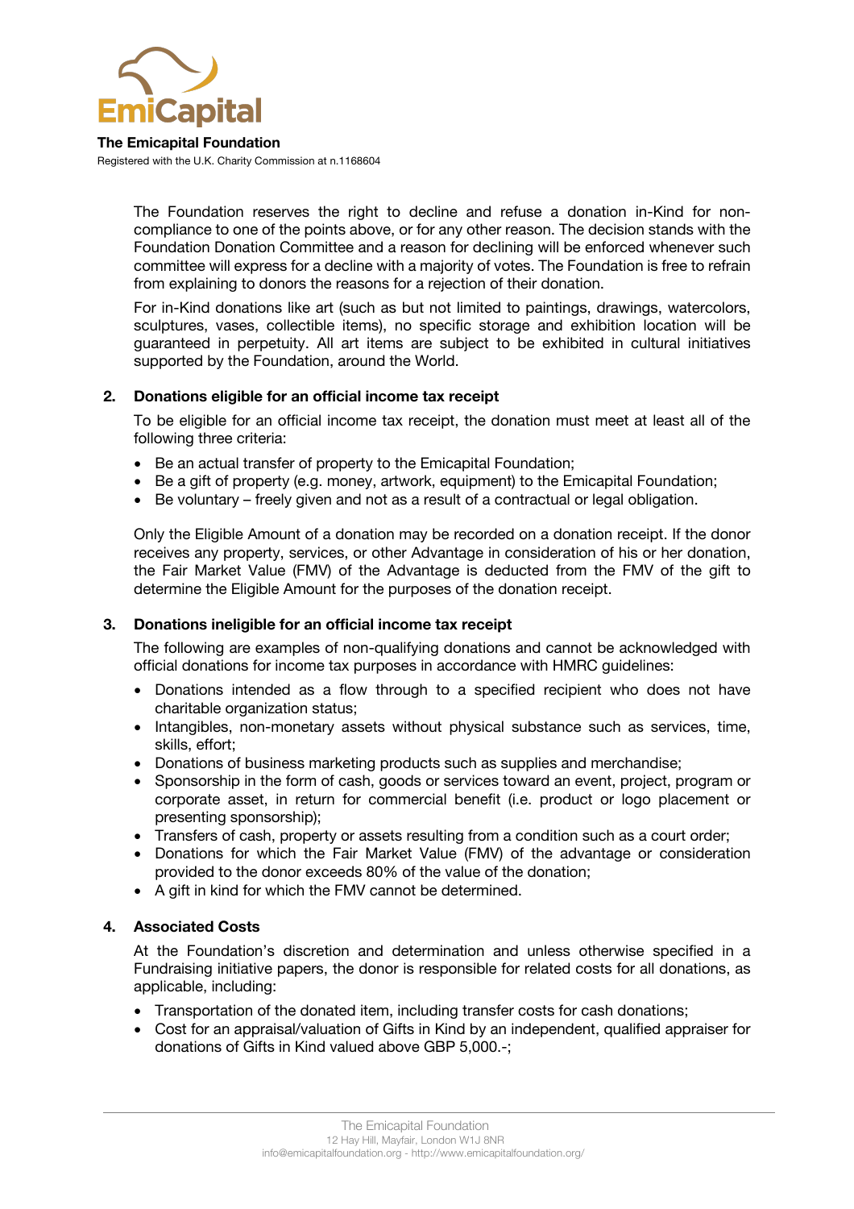The Foundation reserves the right to decline and refuse a donation in-Kind for non-compliance to one of the points above, or for any other reason. The decision stands with the Foundation Donation Committee and a reason for declining will be enforced whenever such committee will express for a decline with a majority of votes. The Foundation is free to refrain from explaining to donors the reasons for a rejection of their donation.

For in-Kind donations like art (such as but not limited to paintings, drawings, watercolors, sculptures, vases, collectible items), no specific storage and exhibition location will be guaranteed in perpetuity. All art items are subject to be exhibited in cultural initiatives supported by the Foundation, around the World.

## 2. Donations eligible for an official income tax receipt

To be eligible for an official income tax receipt, the donation must meet at least all of the following three criteria:

- Be an actual transfer of property to the Emicapital Foundation;
- Be a gift of property (e.g. money, artwork, equipment) to the Emicapital Foundation;
- Be voluntary – freely given and not as a result of a contractual or legal obligation.

Only the Eligible Amount of a donation may be recorded on a donation receipt. If the donor receives any property, services, or other Advantage in consideration of his or her donation, the Fair Market Value (FMV) of the Advantage is deducted from the FMV of the gift to determine the Eligible Amount for the purposes of the donation receipt.

## 3. Donations ineligible for an official income tax receipt

The following are examples of non-qualifying donations and cannot be acknowledged with official donations for income tax purposes in accordance with HMRC guidelines:

- Donations intended as a flow through to a specified recipient who does not have charitable organization status;
- Intangibles, non-monetary assets without physical substance such as services, time, skills, effort;
- Donations of business marketing products such as supplies and merchandise;
- Sponsorship in the form of cash, goods or services toward an event, project, program or corporate asset, in return for commercial benefit (i.e. product or logo placement or presenting sponsorship);
- Transfers of cash, property or assets resulting from a condition such as a court order;
- Donations for which the Fair Market Value (FMV) of the advantage or consideration provided to the donor exceeds 80% of the value of the donation;
- A gift in kind for which the FMV cannot be determined.

## 4. Associated Costs

At the Foundation's discretion and determination and unless otherwise specified in a Fundraising initiative papers, the donor is responsible for related costs for all donations, as applicable, including:

- Transportation of the donated item, including transfer costs for cash donations;
- Cost for an appraisal/valuation of Gifts in Kind by an independent, qualified appraiser for donations of Gifts in Kind valued above GBP 5,000.-;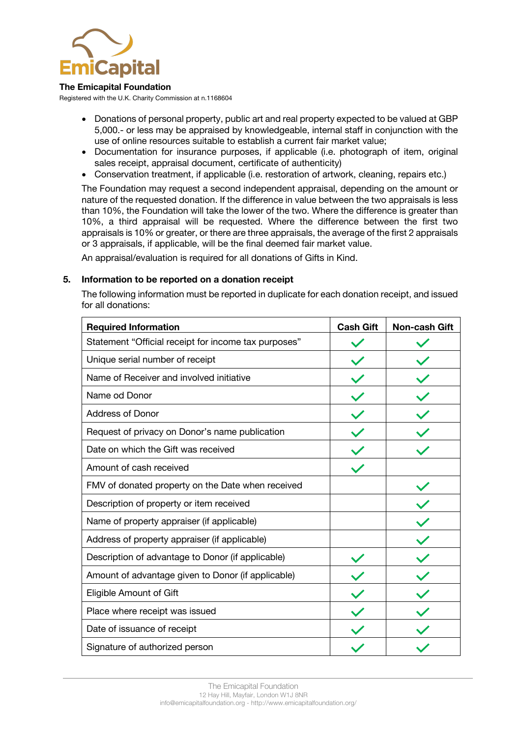**The Emicapital Foundation**

Registered with the U.K. Charity Commission at n.1168604

- Donations of personal property, public art and real property expected to be valued at GBP 5,000.- or less may be appraised by knowledgeable, internal staff in conjunction with the use of online resources suitable to establish a current fair market value;
- Documentation for insurance purposes, if applicable (i.e. photograph of item, original sales receipt, appraisal document, certificate of authenticity)
- Conservation treatment, if applicable (i.e. restoration of artwork, cleaning, repairs etc.)

The Foundation may request a second independent appraisal, depending on the amount or nature of the requested donation. If the difference in value between the two appraisals is less than 10%, the Foundation will take the lower of the two. Where the difference is greater than 10%, a third appraisal will be requested. Where the difference between the first two appraisals is 10% or greater, or there are three appraisals, the average of the first 2 appraisals or 3 appraisals, if applicable, will be the final deemed fair market value.

An appraisal/evaluation is required for all donations of Gifts in Kind.

## 5. Information to be reported on a donation receipt

The following information must be reported in duplicate for each donation receipt, and issued for all donations:

| Required Information | Cash Gift | Non-cash Gift |
|---|---|---|
| Statement "Official receipt for income tax purposes" | ✓ | ✓ |
| Unique serial number of receipt | ✓ | ✓ |
| Name of Receiver and involved initiative | ✓ | ✓ |
| Name od Donor | ✓ | ✓ |
| Address of Donor | ✓ | ✓ |
| Request of privacy on Donor's name publication | ✓ | ✓ |
| Date on which the Gift was received | ✓ | ✓ |
| Amount of cash received | ✓ | |
| FMV of donated property on the Date when received | | ✓ |
| Description of property or item received | | ✓ |
| Name of property appraiser (if applicable) | | ✓ |
| Address of property appraiser (if applicable) | | ✓ |
| Description of advantage to Donor (if applicable) | ✓ | ✓ |
| Amount of advantage given to Donor (if applicable) | ✓ | ✓ |
| Eligible Amount of Gift | ✓ | ✓ |
| Place where receipt was issued | ✓ | ✓ |
| Date of issuance of receipt | ✓ | ✓ |
| Signature of authorized person | ✓ | ✓ |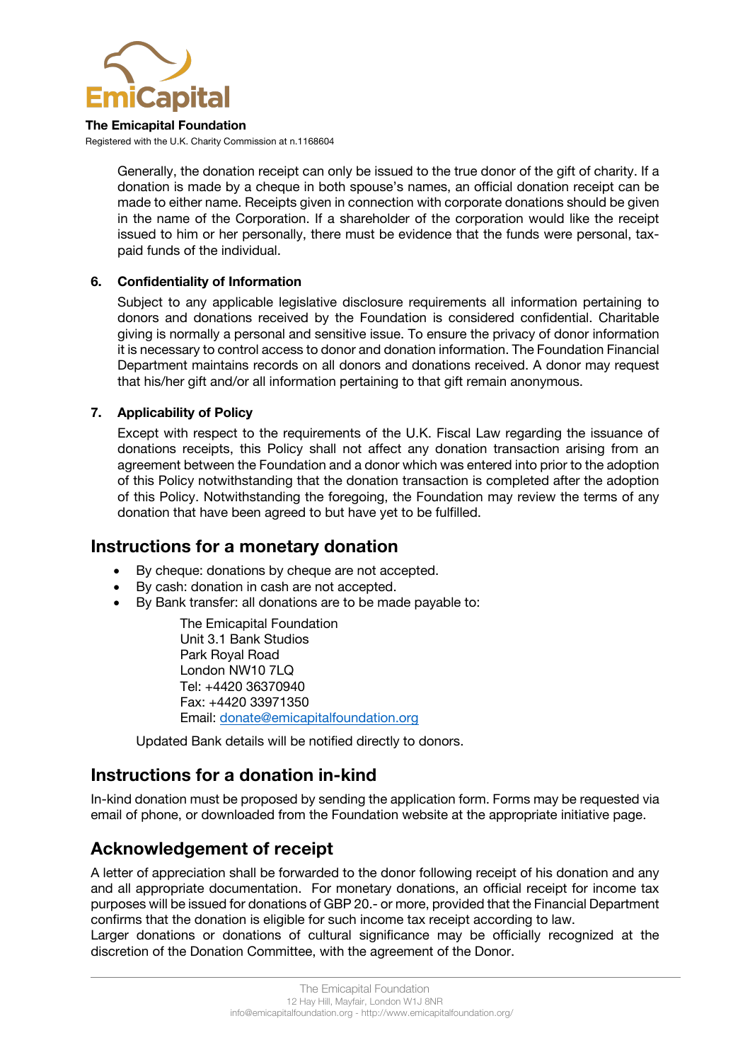Generally, the donation receipt can only be issued to the true donor of the gift of charity. If a donation is made by a cheque in both spouse's names, an official donation receipt can be made to either name. Receipts given in connection with corporate donations should be given in the name of the Corporation. If a shareholder of the corporation would like the receipt issued to him or her personally, there must be evidence that the funds were personal, tax-paid funds of the individual.

**6. Confidentiality of Information**

Subject to any applicable legislative disclosure requirements all information pertaining to donors and donations received by the Foundation is considered confidential. Charitable giving is normally a personal and sensitive issue. To ensure the privacy of donor information it is necessary to control access to donor and donation information. The Foundation Financial Department maintains records on all donors and donations received. A donor may request that his/her gift and/or all information pertaining to that gift remain anonymous.

**7. Applicability of Policy**

Except with respect to the requirements of the U.K. Fiscal Law regarding the issuance of donations receipts, this Policy shall not affect any donation transaction arising from an agreement between the Foundation and a donor which was entered into prior to the adoption of this Policy notwithstanding that the donation transaction is completed after the adoption of this Policy. Notwithstanding the foregoing, the Foundation may review the terms of any donation that have been agreed to but have yet to be fulfilled.

## Instructions for a monetary donation

- By cheque: donations by cheque are not accepted.
- By cash: donation in cash are not accepted.
- By Bank transfer: all donations are to be made payable to:

  The Emicapital Foundation
  Unit 3.1 Bank Studios
  Park Royal Road
  London NW10 7LQ
  Tel: +4420 36370940
  Fax: +4420 33971350
  Email: donate@emicapitalfoundation.org

  Updated Bank details will be notified directly to donors.

## Instructions for a donation in-kind

In-kind donation must be proposed by sending the application form. Forms may be requested via email of phone, or downloaded from the Foundation website at the appropriate initiative page.

## Acknowledgement of receipt

A letter of appreciation shall be forwarded to the donor following receipt of his donation and any and all appropriate documentation. For monetary donations, an official receipt for income tax purposes will be issued for donations of GBP 20.- or more, provided that the Financial Department confirms that the donation is eligible for such income tax receipt according to law.
Larger donations or donations of cultural significance may be officially recognized at the discretion of the Donation Committee, with the agreement of the Donor.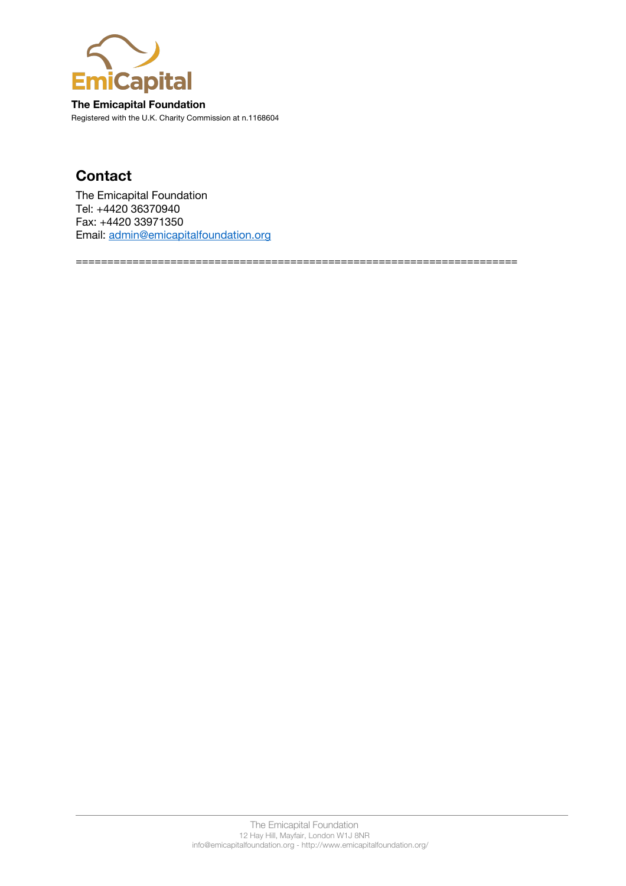**The Emicapital Foundation**
Registered with the U.K. Charity Commission at n.1168604

## Contact

The Emicapital Foundation
Tel: +4420 36370940
Fax: +4420 33971350
Email: admin@emicapitalfoundation.org

====================================================================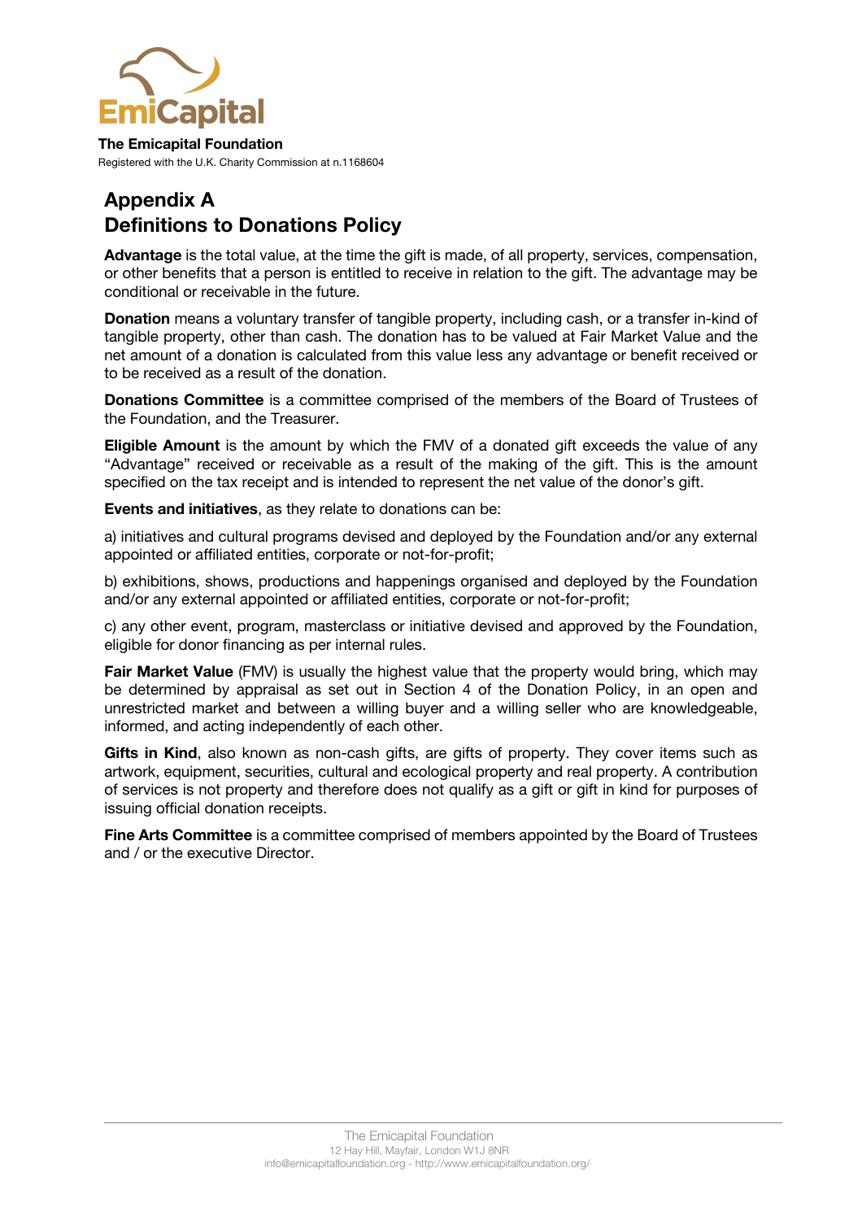**The Emicapital Foundation**
Registered with the U.K. Charity Commission at n.1168604

# Appendix A
# Definitions to Donations Policy

**Advantage** is the total value, at the time the gift is made, of all property, services, compensation, or other benefits that a person is entitled to receive in relation to the gift. The advantage may be conditional or receivable in the future.

**Donation** means a voluntary transfer of tangible property, including cash, or a transfer in-kind of tangible property, other than cash. The donation has to be valued at Fair Market Value and the net amount of a donation is calculated from this value less any advantage or benefit received or to be received as a result of the donation.

**Donations Committee** is a committee comprised of the members of the Board of Trustees of the Foundation, and the Treasurer.

**Eligible Amount** is the amount by which the FMV of a donated gift exceeds the value of any "Advantage" received or receivable as a result of the making of the gift. This is the amount specified on the tax receipt and is intended to represent the net value of the donor's gift.

**Events and initiatives**, as they relate to donations can be:

a) initiatives and cultural programs devised and deployed by the Foundation and/or any external appointed or affiliated entities, corporate or not-for-profit;

b) exhibitions, shows, productions and happenings organised and deployed by the Foundation and/or any external appointed or affiliated entities, corporate or not-for-profit;

c) any other event, program, masterclass or initiative devised and approved by the Foundation, eligible for donor financing as per internal rules.

**Fair Market Value** (FMV) is usually the highest value that the property would bring, which may be determined by appraisal as set out in Section 4 of the Donation Policy, in an open and unrestricted market and between a willing buyer and a willing seller who are knowledgeable, informed, and acting independently of each other.

**Gifts in Kind**, also known as non-cash gifts, are gifts of property. They cover items such as artwork, equipment, securities, cultural and ecological property and real property. A contribution of services is not property and therefore does not qualify as a gift or gift in kind for purposes of issuing official donation receipts.

**Fine Arts Committee** is a committee comprised of members appointed by the Board of Trustees and / or the executive Director.